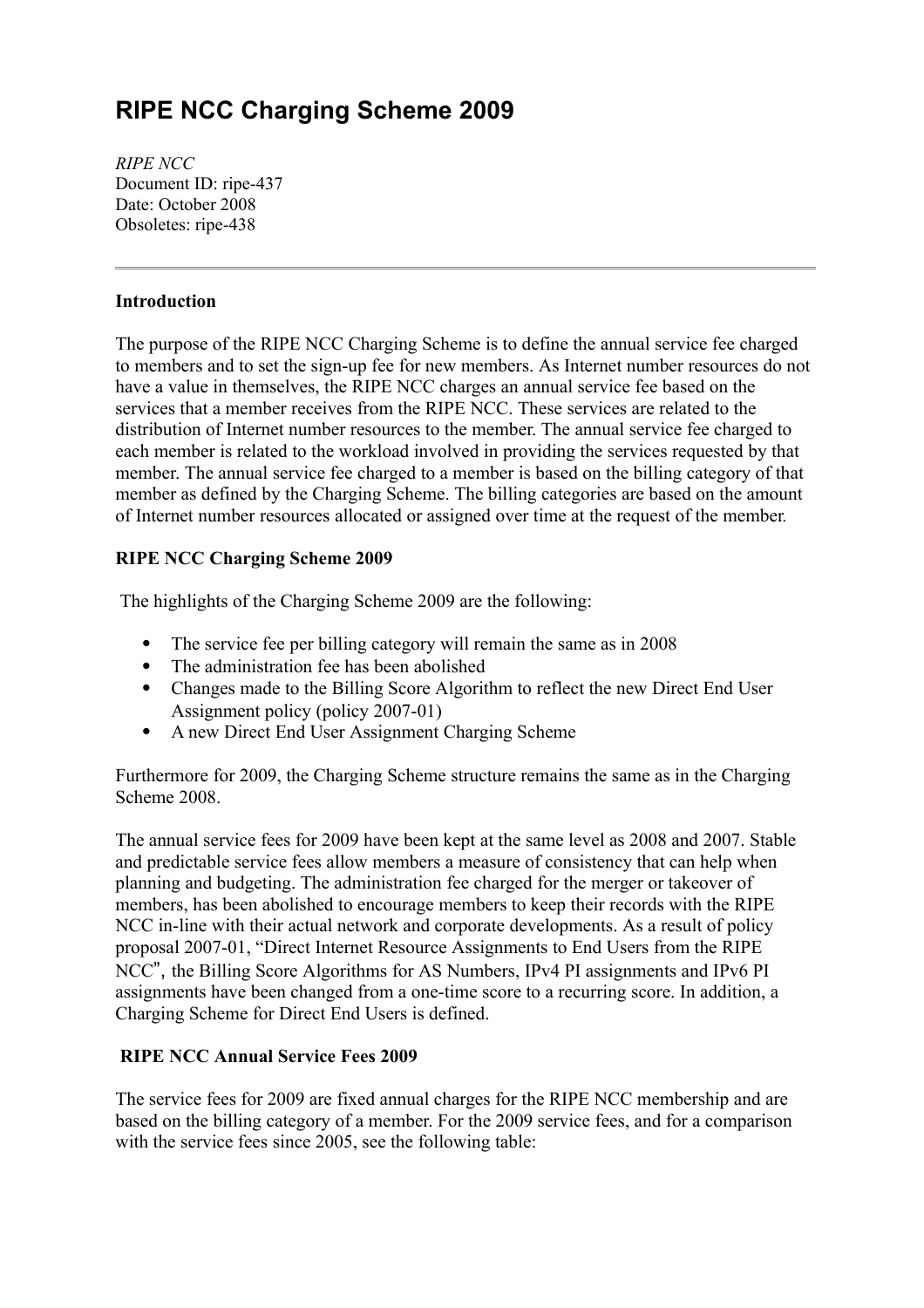# RIPE NCC Charging Scheme 2009

*RIPE NCC*
Document ID: ripe-437
Date: October 2008
Obsoletes: ripe-438

---

**Introduction**

The purpose of the RIPE NCC Charging Scheme is to define the annual service fee charged to members and to set the sign-up fee for new members. As Internet number resources do not have a value in themselves, the RIPE NCC charges an annual service fee based on the services that a member receives from the RIPE NCC. These services are related to the distribution of Internet number resources to the member. The annual service fee charged to each member is related to the workload involved in providing the services requested by that member. The annual service fee charged to a member is based on the billing category of that member as defined by the Charging Scheme. The billing categories are based on the amount of Internet number resources allocated or assigned over time at the request of the member.

**RIPE NCC Charging Scheme 2009**

The highlights of the Charging Scheme 2009 are the following:

- The service fee per billing category will remain the same as in 2008
- The administration fee has been abolished
- Changes made to the Billing Score Algorithm to reflect the new Direct End User Assignment policy (policy 2007-01)
- A new Direct End User Assignment Charging Scheme

Furthermore for 2009, the Charging Scheme structure remains the same as in the Charging Scheme 2008.

The annual service fees for 2009 have been kept at the same level as 2008 and 2007. Stable and predictable service fees allow members a measure of consistency that can help when planning and budgeting. The administration fee charged for the merger or takeover of members, has been abolished to encourage members to keep their records with the RIPE NCC in-line with their actual network and corporate developments. As a result of policy proposal 2007-01, "Direct Internet Resource Assignments to End Users from the RIPE NCC", the Billing Score Algorithms for AS Numbers, IPv4 PI assignments and IPv6 PI assignments have been changed from a one-time score to a recurring score. In addition, a Charging Scheme for Direct End Users is defined.

**RIPE NCC Annual Service Fees 2009**

The service fees for 2009 are fixed annual charges for the RIPE NCC membership and are based on the billing category of a member. For the 2009 service fees, and for a comparison with the service fees since 2005, see the following table: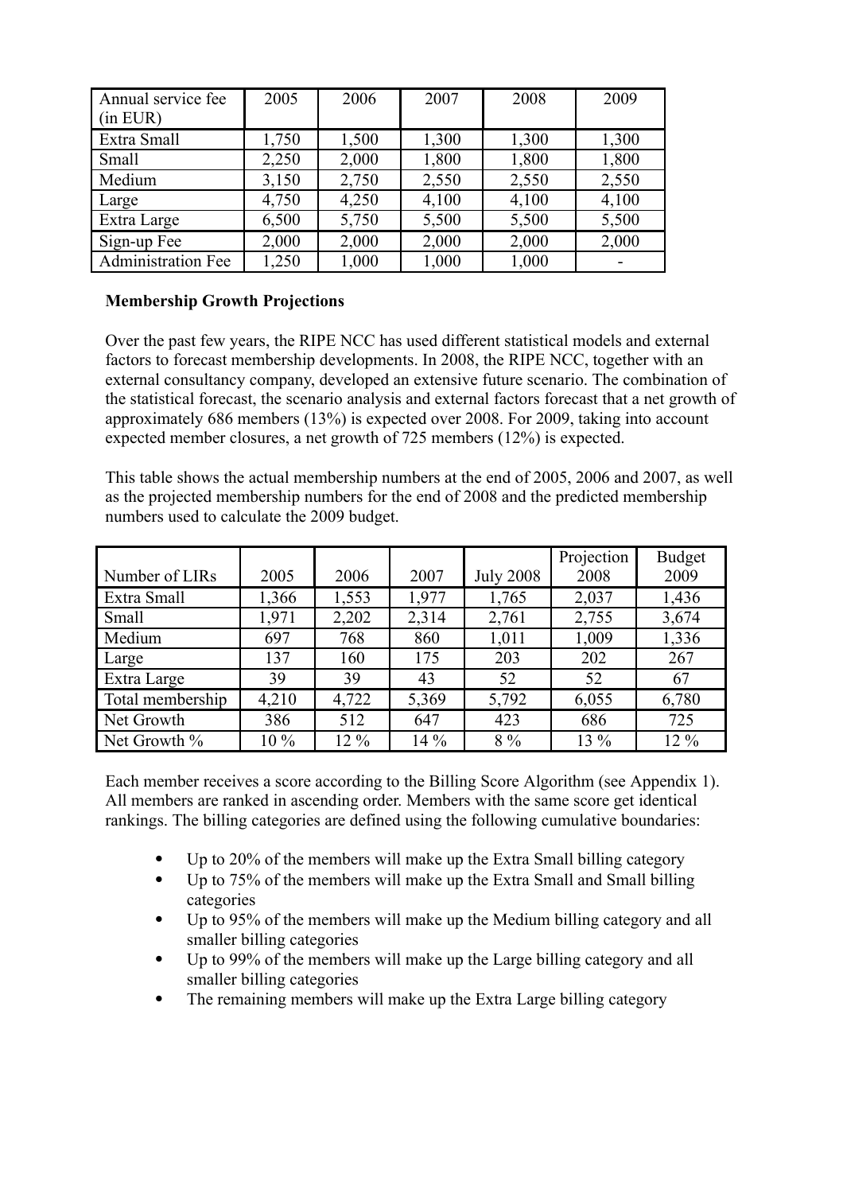| Annual service fee (in EUR) | 2005 | 2006 | 2007 | 2008 | 2009 |
|---|---|---|---|---|---|
| Extra Small | 1,750 | 1,500 | 1,300 | 1,300 | 1,300 |
| Small | 2,250 | 2,000 | 1,800 | 1,800 | 1,800 |
| Medium | 3,150 | 2,750 | 2,550 | 2,550 | 2,550 |
| Large | 4,750 | 4,250 | 4,100 | 4,100 | 4,100 |
| Extra Large | 6,500 | 5,750 | 5,500 | 5,500 | 5,500 |
| Sign-up Fee | 2,000 | 2,000 | 2,000 | 2,000 | 2,000 |
| Administration Fee | 1,250 | 1,000 | 1,000 | 1,000 | - |

**Membership Growth Projections**

Over the past few years, the RIPE NCC has used different statistical models and external factors to forecast membership developments. In 2008, the RIPE NCC, together with an external consultancy company, developed an extensive future scenario. The combination of the statistical forecast, the scenario analysis and external factors forecast that a net growth of approximately 686 members (13%) is expected over 2008. For 2009, taking into account expected member closures, a net growth of 725 members (12%) is expected.

This table shows the actual membership numbers at the end of 2005, 2006 and 2007, as well as the projected membership numbers for the end of 2008 and the predicted membership numbers used to calculate the 2009 budget.

| Number of LIRs | 2005 | 2006 | 2007 | July 2008 | Projection 2008 | Budget 2009 |
|---|---|---|---|---|---|---|
| Extra Small | 1,366 | 1,553 | 1,977 | 1,765 | 2,037 | 1,436 |
| Small | 1,971 | 2,202 | 2,314 | 2,761 | 2,755 | 3,674 |
| Medium | 697 | 768 | 860 | 1,011 | 1,009 | 1,336 |
| Large | 137 | 160 | 175 | 203 | 202 | 267 |
| Extra Large | 39 | 39 | 43 | 52 | 52 | 67 |
| Total membership | 4,210 | 4,722 | 5,369 | 5,792 | 6,055 | 6,780 |
| Net Growth | 386 | 512 | 647 | 423 | 686 | 725 |
| Net Growth % | 10 % | 12 % | 14 % | 8 % | 13 % | 12 % |

Each member receives a score according to the Billing Score Algorithm (see Appendix 1). All members are ranked in ascending order. Members with the same score get identical rankings. The billing categories are defined using the following cumulative boundaries:

- Up to 20% of the members will make up the Extra Small billing category
- Up to 75% of the members will make up the Extra Small and Small billing categories
- Up to 95% of the members will make up the Medium billing category and all smaller billing categories
- Up to 99% of the members will make up the Large billing category and all smaller billing categories
- The remaining members will make up the Extra Large billing category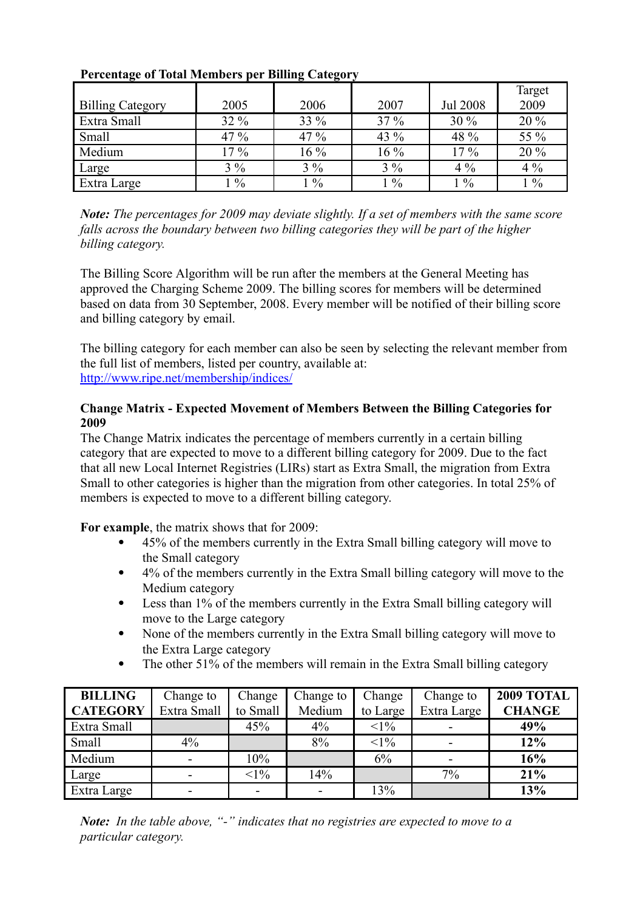**Percentage of Total Members per Billing Category**

| Billing Category | 2005 | 2006 | 2007 | Jul 2008 | Target 2009 |
|---|---|---|---|---|---|
| Extra Small | 32 % | 33 % | 37 % | 30 % | 20 % |
| Small | 47 % | 47 % | 43 % | 48 % | 55 % |
| Medium | 17 % | 16 % | 16 % | 17 % | 20 % |
| Large | 3 % | 3 % | 3 % | 4 % | 4 % |
| Extra Large | 1 % | 1 % | 1 % | 1 % | 1 % |

***Note:*** *The percentages for 2009 may deviate slightly. If a set of members with the same score falls across the boundary between two billing categories they will be part of the higher billing category.*

The Billing Score Algorithm will be run after the members at the General Meeting has approved the Charging Scheme 2009. The billing scores for members will be determined based on data from 30 September, 2008. Every member will be notified of their billing score and billing category by email.

The billing category for each member can also be seen by selecting the relevant member from the full list of members, listed per country, available at:
http://www.ripe.net/membership/indices/

**Change Matrix - Expected Movement of Members Between the Billing Categories for 2009**

The Change Matrix indicates the percentage of members currently in a certain billing category that are expected to move to a different billing category for 2009. Due to the fact that all new Local Internet Registries (LIRs) start as Extra Small, the migration from Extra Small to other categories is higher than the migration from other categories. In total 25% of members is expected to move to a different billing category.

**For example**, the matrix shows that for 2009:

- 45% of the members currently in the Extra Small billing category will move to the Small category
- 4% of the members currently in the Extra Small billing category will move to the Medium category
- Less than 1% of the members currently in the Extra Small billing category will move to the Large category
- None of the members currently in the Extra Small billing category will move to the Extra Large category
- The other 51% of the members will remain in the Extra Small billing category

| BILLING CATEGORY | Change to Extra Small | Change to Small | Change to Medium | Change to Large | Change to Extra Large | 2009 TOTAL CHANGE |
|---|---|---|---|---|---|---|
| Extra Small | | 45% | 4% | <1% | - | **49%** |
| Small | 4% | | 8% | <1% | - | **12%** |
| Medium | - | 10% | | 6% | - | **16%** |
| Large | - | <1% | 14% | | 7% | **21%** |
| Extra Large | - | - | - | 13% | | **13%** |

***Note:*** *In the table above, "-" indicates that no registries are expected to move to a particular category.*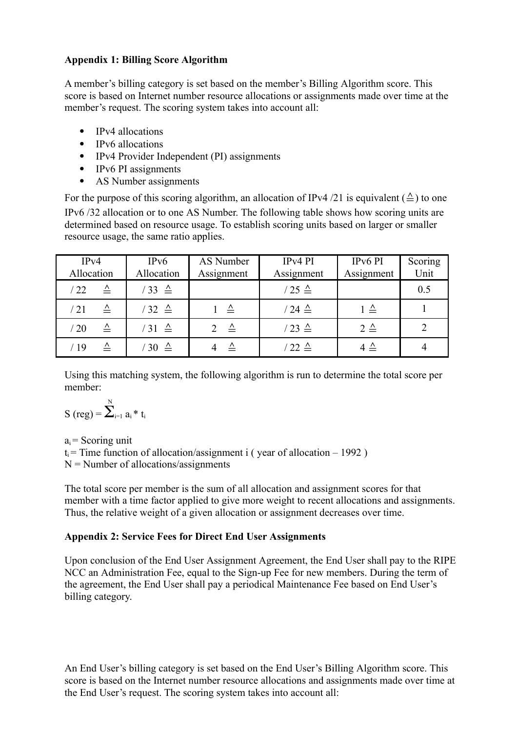**Appendix 1: Billing Score Algorithm**

A member's billing category is set based on the member's Billing Algorithm score. This score is based on Internet number resource allocations or assignments made over time at the member's request. The scoring system takes into account all:

- IPv4 allocations
- IPv6 allocations
- IPv4 Provider Independent (PI) assignments
- IPv6 PI assignments
- AS Number assignments

For the purpose of this scoring algorithm, an allocation of IPv4 /21 is equivalent (≙) to one IPv6 /32 allocation or to one AS Number. The following table shows how scoring units are determined based on resource usage. To establish scoring units based on larger or smaller resource usage, the same ratio applies.

| IPv4 Allocation | IPv6 Allocation | AS Number Assignment | IPv4 PI Assignment | IPv6 PI Assignment | Scoring Unit |
|---|---|---|---|---|---|
| / 22 ≙ | / 33 ≙ | | / 25 ≙ | | 0.5 |
| / 21 ≙ | / 32 ≙ | 1 ≙ | / 24 ≙ | 1 ≙ | 1 |
| / 20 ≙ | / 31 ≙ | 2 ≙ | / 23 ≙ | 2 ≙ | 2 |
| / 19 ≙ | / 30 ≙ | 4 ≙ | / 22 ≙ | 4 ≙ | 4 |

Using this matching system, the following algorithm is run to determine the total score per member:

$$S\,(reg) = \sum_{i=1}^{N} a_i * t_i$$

$a_i$ = Scoring unit
$t_i$ = Time function of allocation/assignment i ( year of allocation – 1992 )
N = Number of allocations/assignments

The total score per member is the sum of all allocation and assignment scores for that member with a time factor applied to give more weight to recent allocations and assignments. Thus, the relative weight of a given allocation or assignment decreases over time.

**Appendix 2: Service Fees for Direct End User Assignments**

Upon conclusion of the End User Assignment Agreement, the End User shall pay to the RIPE NCC an Administration Fee, equal to the Sign-up Fee for new members. During the term of the agreement, the End User shall pay a periodical Maintenance Fee based on End User's billing category.

An End User's billing category is set based on the End User's Billing Algorithm score. This score is based on the Internet number resource allocations and assignments made over time at the End User's request. The scoring system takes into account all: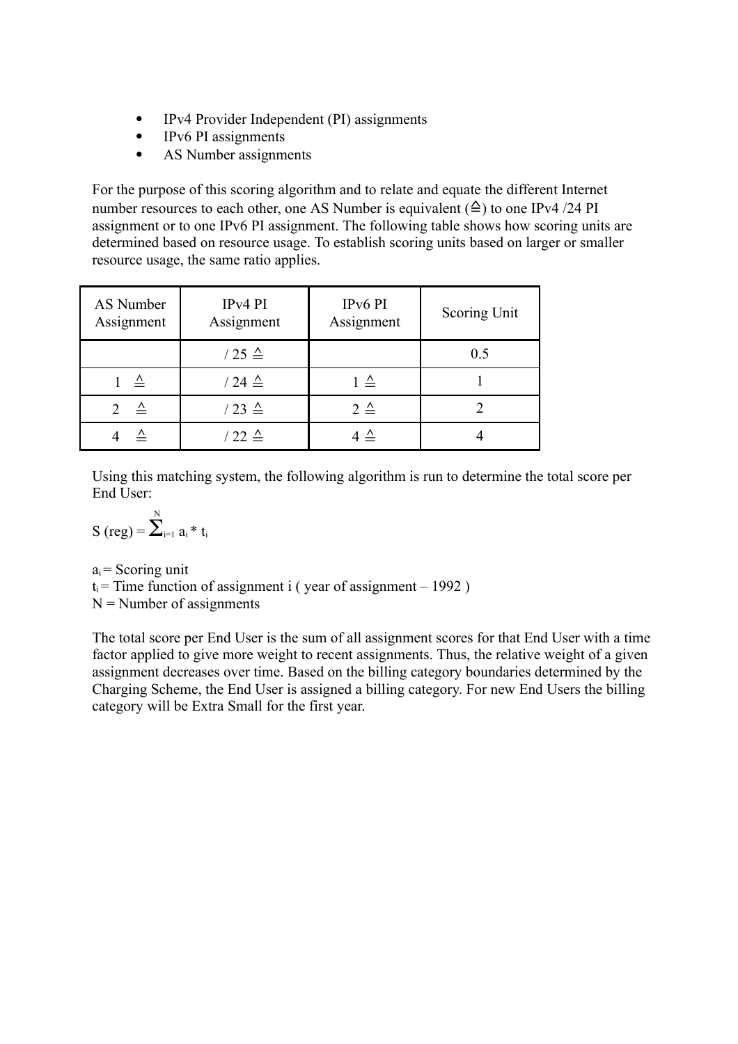- IPv4 Provider Independent (PI) assignments
- IPv6 PI assignments
- AS Number assignments

For the purpose of this scoring algorithm and to relate and equate the different Internet number resources to each other, one AS Number is equivalent (≙) to one IPv4 /24 PI assignment or to one IPv6 PI assignment. The following table shows how scoring units are determined based on resource usage. To establish scoring units based on larger or smaller resource usage, the same ratio applies.

| AS Number Assignment | IPv4 PI Assignment | IPv6 PI Assignment | Scoring Unit |
|---|---|---|---|
| | / 25 ≙ | | 0.5 |
| 1 ≙ | / 24 ≙ | 1 ≙ | 1 |
| 2 ≙ | / 23 ≙ | 2 ≙ | 2 |
| 4 ≙ | / 22 ≙ | 4 ≙ | 4 |

Using this matching system, the following algorithm is run to determine the total score per End User:

$$S\ (reg) = \sum_{i=1}^{N} a_i * t_i$$

$a_i$ = Scoring unit
$t_i$ = Time function of assignment i ( year of assignment – 1992 )
N = Number of assignments

The total score per End User is the sum of all assignment scores for that End User with a time factor applied to give more weight to recent assignments. Thus, the relative weight of a given assignment decreases over time. Based on the billing category boundaries determined by the Charging Scheme, the End User is assigned a billing category. For new End Users the billing category will be Extra Small for the first year.